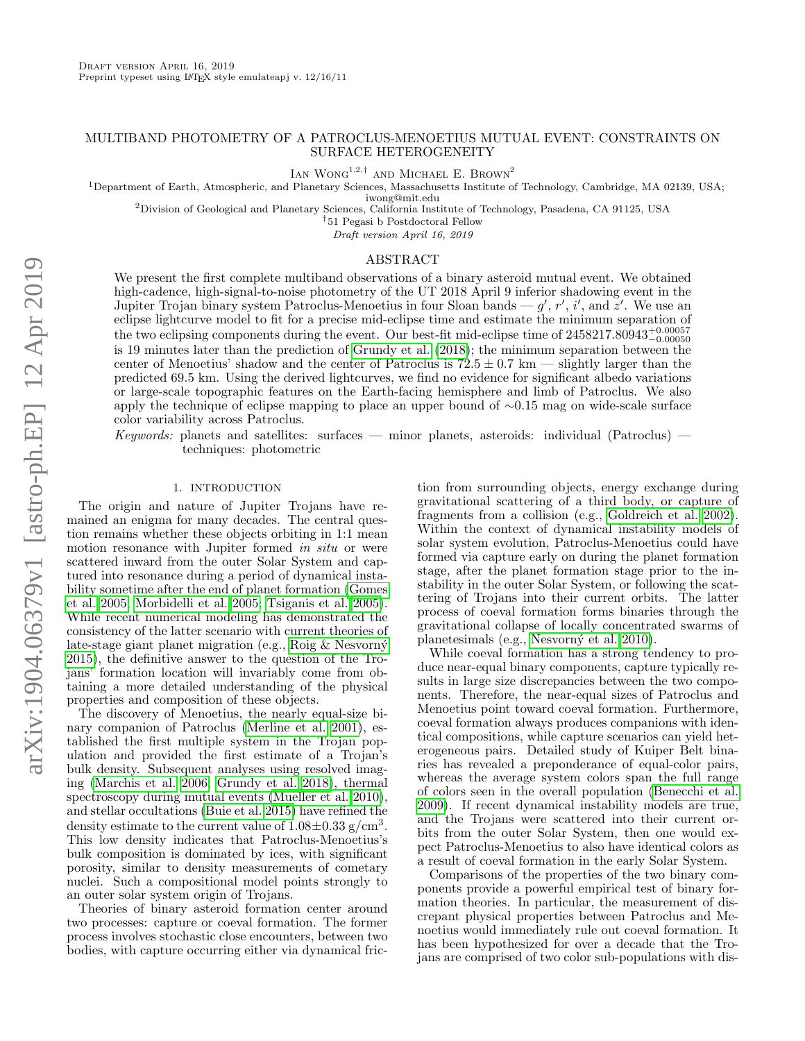Draft version April 16, 2019
Preprint typeset using LaTeX style emulateapj v. 12/16/11

# MULTIBAND PHOTOMETRY OF A PATROCLUS-MENOETIUS MUTUAL EVENT: CONSTRAINTS ON SURFACE HETEROGENEITY

Ian Wong[1,2,†] and Michael E. Brown[2]

[1]Department of Earth, Atmospheric, and Planetary Sciences, Massachusetts Institute of Technology, Cambridge, MA 02139, USA; iwong@mit.edu

[2]Division of Geological and Planetary Sciences, California Institute of Technology, Pasadena, CA 91125, USA

[†]51 Pegasi b Postdoctoral Fellow

*Draft version April 16, 2019*

## ABSTRACT

We present the first complete multiband observations of a binary asteroid mutual event. We obtained high-cadence, high-signal-to-noise photometry of the UT 2018 April 9 inferior shadowing event in the Jupiter Trojan binary system Patroclus-Menoetius in four Sloan bands — $g'$, $r'$, $i'$, and $z'$. We use an eclipse lightcurve model to fit for a precise mid-eclipse time and estimate the minimum separation of the two eclipsing components during the event. Our best-fit mid-eclipse time of $2458217.80943^{+0.00057}_{-0.00050}$ is 19 minutes later than the prediction of Grundy et al. (2018); the minimum separation between the center of Menoetius' shadow and the center of Patroclus is $72.5 \pm 0.7$ km — slightly larger than the predicted 69.5 km. Using the derived lightcurves, we find no evidence for significant albedo variations or large-scale topographic features on the Earth-facing hemisphere and limb of Patroclus. We also apply the technique of eclipse mapping to place an upper bound of ∼0.15 mag on wide-scale surface color variability across Patroclus.

*Keywords:* planets and satellites: surfaces — minor planets, asteroids: individual (Patroclus) — techniques: photometric

## 1. INTRODUCTION

The origin and nature of Jupiter Trojans have remained an enigma for many decades. The central question remains whether these objects orbiting in 1:1 mean motion resonance with Jupiter formed *in situ* or were scattered inward from the outer Solar System and captured into resonance during a period of dynamical instability sometime after the end of planet formation (Gomes et al. 2005; Morbidelli et al. 2005; Tsiganis et al. 2005). While recent numerical modeling has demonstrated the consistency of the latter scenario with current theories of late-stage giant planet migration (e.g., Roig & Nesvorný 2015), the definitive answer to the question of the Trojans' formation location will invariably come from obtaining a more detailed understanding of the physical properties and composition of these objects.

The discovery of Menoetius, the nearly equal-size binary companion of Patroclus (Merline et al. 2001), established the first multiple system in the Trojan population and provided the first estimate of a Trojan's bulk density. Subsequent analyses using resolved imaging (Marchis et al. 2006; Grundy et al. 2018), thermal spectroscopy during mutual events (Mueller et al. 2010), and stellar occultations (Buie et al. 2015) have refined the density estimate to the current value of $1.08 \pm 0.33$ g/cm$^3$. This low density indicates that Patroclus-Menoetius's bulk composition is dominated by ices, with significant porosity, similar to density measurements of cometary nuclei. Such a compositional model points strongly to an outer solar system origin of Trojans.

Theories of binary asteroid formation center around two processes: capture or coeval formation. The former process involves stochastic close encounters, between two bodies, with capture occurring either via dynamical friction from surrounding objects, energy exchange during gravitational scattering of a third body, or capture of fragments from a collision (e.g., Goldreich et al. 2002). Within the context of dynamical instability models of solar system evolution, Patroclus-Menoetius could have formed via capture early on during the planet formation stage, after the planet formation stage prior to the instability in the outer Solar System, or following the scattering of Trojans into their current orbits. The latter process of coeval formation forms binaries through the gravitational collapse of locally concentrated swarms of planetesimals (e.g., Nesvorný et al. 2010).

While coeval formation has a strong tendency to produce near-equal binary components, capture typically results in large size discrepancies between the two components. Therefore, the near-equal sizes of Patroclus and Menoetius point toward coeval formation. Furthermore, coeval formation always produces companions with identical compositions, while capture scenarios can yield heterogeneous pairs. Detailed study of Kuiper Belt binaries has revealed a preponderance of equal-color pairs, whereas the average system colors span the full range of colors seen in the overall population (Benecchi et al. 2009). If recent dynamical instability models are true, and the Trojans were scattered into their current orbits from the outer Solar System, then one would expect Patroclus-Menoetius to also have identical colors as a result of coeval formation in the early Solar System.

Comparisons of the properties of the two binary components provide a powerful empirical test of binary formation theories. In particular, the measurement of discrepant physical properties between Patroclus and Menoetius would immediately rule out coeval formation. It has been hypothesized for over a decade that the Trojans are comprised of two color sub-populations with dis-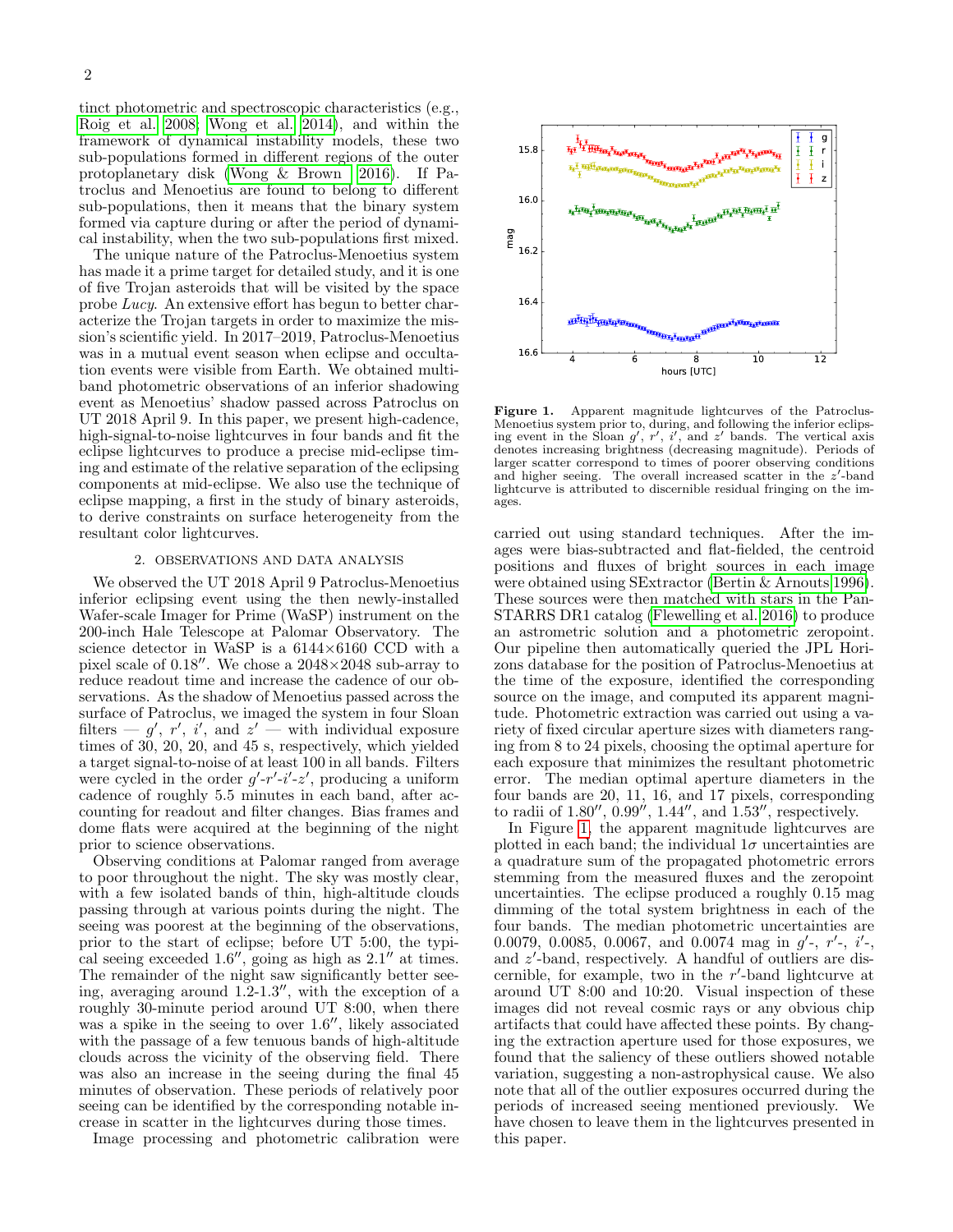tinct photometric and spectroscopic characteristics (e.g., Roig et al. 2008; Wong et al. 2014), and within the framework of dynamical instability models, these two sub-populations formed in different regions of the outer protoplanetary disk (Wong & Brown 2016). If Patroclus and Menoetius are found to belong to different sub-populations, then it means that the binary system formed via capture during or after the period of dynamical instability, when the two sub-populations first mixed.

The unique nature of the Patroclus-Menoetius system has made it a prime target for detailed study, and it is one of five Trojan asteroids that will be visited by the space probe *Lucy*. An extensive effort has begun to better characterize the Trojan targets in order to maximize the mission's scientific yield. In 2017–2019, Patroclus-Menoetius was in a mutual event season when eclipse and occultation events were visible from Earth. We obtained multi-band photometric observations of an inferior shadowing event as Menoetius' shadow passed across Patroclus on UT 2018 April 9. In this paper, we present high-cadence, high-signal-to-noise lightcurves in four bands and fit the eclipse lightcurves to produce a precise mid-eclipse timing and estimate of the relative separation of the eclipsing components at mid-eclipse. We also use the technique of eclipse mapping, a first in the study of binary asteroids, to derive constraints on surface heterogeneity from the resultant color lightcurves.

## 2. OBSERVATIONS AND DATA ANALYSIS

We observed the UT 2018 April 9 Patroclus-Menoetius inferior eclipsing event using the then newly-installed Wafer-scale Imager for Prime (WaSP) instrument on the 200-inch Hale Telescope at Palomar Observatory. The science detector in WaSP is a 6144×6160 CCD with a pixel scale of 0.18″. We chose a 2048×2048 sub-array to reduce readout time and increase the cadence of our observations. As the shadow of Menoetius passed across the surface of Patroclus, we imaged the system in four Sloan filters — $g'$, $r'$, $i'$, and $z'$ — with individual exposure times of 30, 20, 20, and 45 s, respectively, which yielded a target signal-to-noise of at least 100 in all bands. Filters were cycled in the order $g'$-$r'$-$i'$-$z'$, producing a uniform cadence of roughly 5.5 minutes in each band, after accounting for readout and filter changes. Bias frames and dome flats were acquired at the beginning of the night prior to science observations.

Observing conditions at Palomar ranged from average to poor throughout the night. The sky was mostly clear, with a few isolated bands of thin, high-altitude clouds passing through at various points during the night. The seeing was poorest at the beginning of the observations, prior to the start of eclipse; before UT 5:00, the typical seeing exceeded 1.6″, going as high as 2.1″ at times. The remainder of the night saw significantly better seeing, averaging around 1.2-1.3″, with the exception of a roughly 30-minute period around UT 8:00, when there was a spike in the seeing to over 1.6″, likely associated with the passage of a few tenuous bands of high-altitude clouds across the vicinity of the observing field. There was also an increase in the seeing during the final 45 minutes of observation. These periods of relatively poor seeing can be identified by the corresponding notable increase in scatter in the lightcurves during those times.

Image processing and photometric calibration were carried out using standard techniques. After the images were bias-subtracted and flat-fielded, the centroid positions and fluxes of bright sources in each image were obtained using SExtractor (Bertin & Arnouts 1996). These sources were then matched with stars in the Pan-STARRS DR1 catalog (Flewelling et al. 2016) to produce an astrometric solution and a photometric zeropoint. Our pipeline then automatically queried the JPL Horizons database for the position of Patroclus-Menoetius at the time of the exposure, identified the corresponding source on the image, and computed its apparent magnitude. Photometric extraction was carried out using a variety of fixed circular aperture sizes with diameters ranging from 8 to 24 pixels, choosing the optimal aperture for each exposure that minimizes the resultant photometric error. The median optimal aperture diameters in the four bands are 20, 11, 16, and 17 pixels, corresponding to radii of 1.80″, 0.99″, 1.44″, and 1.53″, respectively.

In Figure 1, the apparent magnitude lightcurves are plotted in each band; the individual $1\sigma$ uncertainties are a quadrature sum of the propagated photometric errors stemming from the measured fluxes and the zeropoint uncertainties. The eclipse produced a roughly 0.15 mag dimming of the total system brightness in each of the four bands. The median photometric uncertainties are 0.0079, 0.0085, 0.0067, and 0.0074 mag in $g'$-, $r'$-, $i'$-, and $z'$-band, respectively. A handful of outliers are discernible, for example, two in the $r'$-band lightcurve at around UT 8:00 and 10:20. Visual inspection of these images did not reveal cosmic rays or any obvious chip artifacts that could have affected these points. By changing the extraction aperture used for those exposures, we found that the saliency of these outliers showed notable variation, suggesting a non-astrophysical cause. We also note that all of the outlier exposures occurred during the periods of increased seeing mentioned previously. We have chosen to leave them in the lightcurves presented in this paper.

**Figure 1.** Apparent magnitude lightcurves of the Patroclus-Menoetius system prior to, during, and following the inferior eclipsing event in the Sloan $g'$, $r'$, $i'$, and $z'$ bands. The vertical axis denotes increasing brightness (decreasing magnitude). Periods of larger scatter correspond to times of poorer observing conditions and higher seeing. The overall increased scatter in the $z'$-band lightcurve is attributed to discernible residual fringing on the images.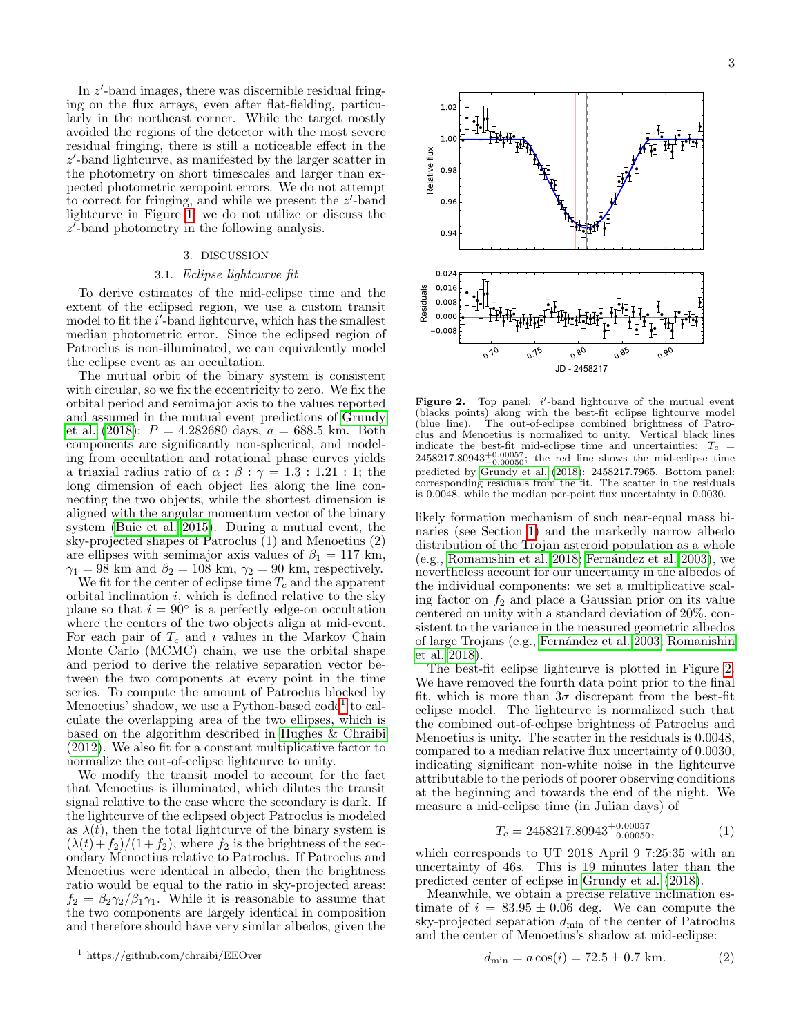In $z'$-band images, there was discernible residual fringing on the flux arrays, even after flat-fielding, particularly in the northeast corner. While the target mostly avoided the regions of the detector with the most severe residual fringing, there is still a noticeable effect in the $z'$-band lightcurve, as manifested by the larger scatter in the photometry on short timescales and larger than expected photometric zeropoint errors. We do not attempt to correct for fringing, and while we present the $z'$-band lightcurve in Figure 1, we do not utilize or discuss the $z'$-band photometry in the following analysis.

## 3. DISCUSSION

### 3.1. *Eclipse lightcurve fit*

To derive estimates of the mid-eclipse time and the extent of the eclipsed region, we use a custom transit model to fit the $i'$-band lightcurve, which has the smallest median photometric error. Since the eclipsed region of Patroclus is non-illuminated, we can equivalently model the eclipse event as an occultation.

The mutual orbit of the binary system is consistent with circular, so we fix the eccentricity to zero. We fix the orbital period and semimajor axis to the values reported and assumed in the mutual event predictions of Grundy et al. (2018): $P = 4.282680$ days, $a = 688.5$ km. Both components are significantly non-spherical, and modeling from occultation and rotational phase curves yields a triaxial radius ratio of $\alpha : \beta : \gamma = 1.3 : 1.21 : 1$; the long dimension of each object lies along the line connecting the two objects, while the shortest dimension is aligned with the angular momentum vector of the binary system (Buie et al. 2015). During a mutual event, the sky-projected shapes of Patroclus (1) and Menoetius (2) are ellipses with semimajor axis values of $\beta_1 = 117$ km, $\gamma_1 = 98$ km and $\beta_2 = 108$ km, $\gamma_2 = 90$ km, respectively.

We fit for the center of eclipse time $T_c$ and the apparent orbital inclination $i$, which is defined relative to the sky plane so that $i = 90°$ is a perfectly edge-on occultation where the centers of the two objects align at mid-event. For each pair of $T_c$ and $i$ values in the Markov Chain Monte Carlo (MCMC) chain, we use the orbital shape and period to derive the relative separation vector between the two components at every point in the time series. To compute the amount of Patroclus blocked by Menoetius' shadow, we use a Python-based code[1] to calculate the overlapping area of the two ellipses, which is based on the algorithm described in Hughes & Chraibi (2012). We also fit for a constant multiplicative factor to normalize the out-of-eclipse lightcurve to unity.

We modify the transit model to account for the fact that Menoetius is illuminated, which dilutes the transit signal relative to the case where the secondary is dark. If the lightcurve of the eclipsed object Patroclus is modeled as $\lambda(t)$, then the total lightcurve of the binary system is $(\lambda(t)+f_2)/(1+f_2)$, where $f_2$ is the brightness of the secondary Menoetius relative to Patroclus. If Patroclus and Menoetius were identical in albedo, then the brightness ratio would be equal to the ratio in sky-projected areas: $f_2 = \beta_2\gamma_2/\beta_1\gamma_1$. While it is reasonable to assume that the two components are largely identical in composition and therefore should have very similar albedos, given the likely formation mechanism of such near-equal mass binaries (see Section 1) and the markedly narrow albedo distribution of the Trojan asteroid population as a whole (e.g., Romanishin et al. 2018; Fernández et al. 2003), we nevertheless account for our uncertainty in the albedos of the individual components: we set a multiplicative scaling factor on $f_2$ and place a Gaussian prior on its value centered on unity with a standard deviation of 20%, consistent to the variance in the measured geometric albedos of large Trojans (e.g., Fernández et al. 2003; Romanishin et al. 2018).

[1] https://github.com/chraibi/EEOver

**Figure 2.** Top panel: $i'$-band lightcurve of the mutual event (blacks points) along with the best-fit eclipse lightcurve model (blue line). The out-of-eclipse combined brightness of Patroclus and Menoetius is normalized to unity. Vertical black lines indicate the best-fit mid-eclipse time and uncertainties: $T_c = 2458217.80943^{+0.00057}_{-0.00050}$; the red line shows the mid-eclipse time predicted by Grundy et al. (2018): 2458217.7965. Bottom panel: corresponding residuals from the fit. The scatter in the residuals is 0.0048, while the median per-point flux uncertainty in 0.0030.

The best-fit eclipse lightcurve is plotted in Figure 2. We have removed the fourth data point prior to the final fit, which is more than $3\sigma$ discrepant from the best-fit eclipse model. The lightcurve is normalized such that the combined out-of-eclipse brightness of Patroclus and Menoetius is unity. The scatter in the residuals is 0.0048, compared to a median relative flux uncertainty of 0.0030, indicating significant non-white noise in the lightcurve attributable to the periods of poorer observing conditions at the beginning and towards the end of the night. We measure a mid-eclipse time (in Julian days) of

$$T_c = 2458217.80943^{+0.00057}_{-0.00050}, \quad (1)$$

which corresponds to UT 2018 April 9 7:25:35 with an uncertainty of 46s. This is 19 minutes later than the predicted center of eclipse in Grundy et al. (2018).

Meanwhile, we obtain a precise relative inclination estimate of $i = 83.95 \pm 0.06$ deg. We can compute the sky-projected separation $d_{\min}$ of the center of Patroclus and the center of Menoetius's shadow at mid-eclipse:

$$d_{\min} = a\cos(i) = 72.5 \pm 0.7 \text{ km}. \quad (2)$$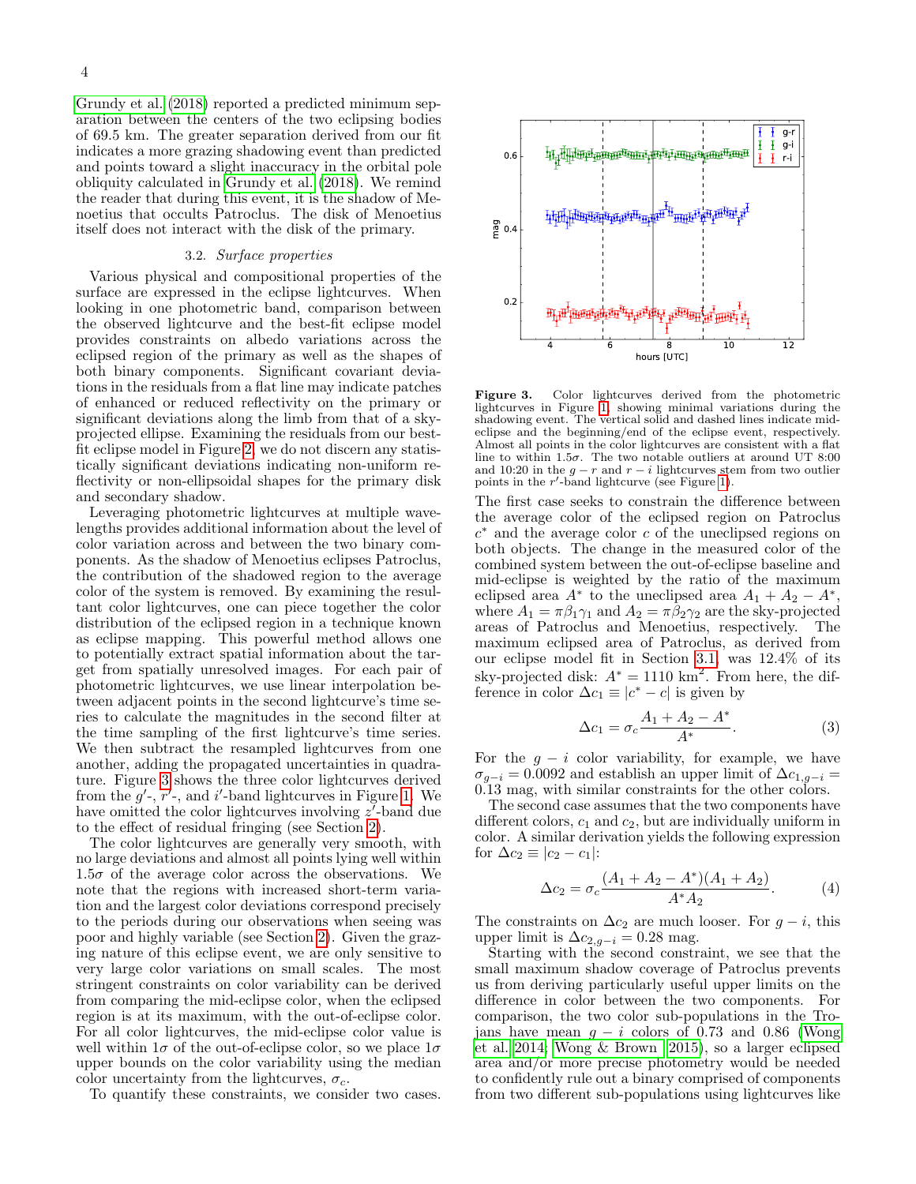Grundy et al. (2018) reported a predicted minimum separation between the centers of the two eclipsing bodies of 69.5 km. The greater separation derived from our fit indicates a more grazing shadowing event than predicted and points toward a slight inaccuracy in the orbital pole obliquity calculated in Grundy et al. (2018). We remind the reader that during this event, it is the shadow of Menoetius that occults Patroclus. The disk of Menoetius itself does not interact with the disk of the primary.

### 3.2. *Surface properties*

Various physical and compositional properties of the surface are expressed in the eclipse lightcurves. When looking in one photometric band, comparison between the observed lightcurve and the best-fit eclipse model provides constraints on albedo variations across the eclipsed region of the primary as well as the shapes of both binary components. Significant covariant deviations in the residuals from a flat line may indicate patches of enhanced or reduced reflectivity on the primary or significant deviations along the limb from that of a sky-projected ellipse. Examining the residuals from our best-fit eclipse model in Figure 2, we do not discern any statistically significant deviations indicating non-uniform reflectivity or non-ellipsoidal shapes for the primary disk and secondary shadow.

Leveraging photometric lightcurves at multiple wavelengths provides additional information about the level of color variation across and between the two binary components. As the shadow of Menoetius eclipses Patroclus, the contribution of the shadowed region to the average color of the system is removed. By examining the resultant color lightcurves, one can piece together the color distribution of the eclipsed region in a technique known as eclipse mapping. This powerful method allows one to potentially extract spatial information about the target from spatially unresolved images. For each pair of photometric lightcurves, we use linear interpolation between adjacent points in the second lightcurve's time series to calculate the magnitudes in the second filter at the time sampling of the first lightcurve's time series. We then subtract the resampled lightcurves from one another, adding the propagated uncertainties in quadrature. Figure 3 shows the three color lightcurves derived from the $g'$-, $r'$-, and $i'$-band lightcurves in Figure 1. We have omitted the color lightcurves involving $z'$-band due to the effect of residual fringing (see Section 2).

The color lightcurves are generally very smooth, with no large deviations and almost all points lying well within $1.5\sigma$ of the average color across the observations. We note that the regions with increased short-term variation and the largest color deviations correspond precisely to the periods during our observations when seeing was poor and highly variable (see Section 2). Given the grazing nature of this eclipse event, we are only sensitive to very large color variations on small scales. The most stringent constraints on color variability can be derived from comparing the mid-eclipse color, when the eclipsed region is at its maximum, with the out-of-eclipse color. For all color lightcurves, the mid-eclipse color value is well within $1\sigma$ of the out-of-eclipse color, so we place $1\sigma$ upper bounds on the color variability using the median color uncertainty from the lightcurves, $\sigma_c$.

To quantify these constraints, we consider two cases.

**Figure 3.** Color lightcurves derived from the photometric lightcurves in Figure 1, showing minimal variations during the shadowing event. The vertical solid and dashed lines indicate mid-eclipse and the beginning/end of the eclipse event, respectively. Almost all points in the color lightcurves are consistent with a flat line to within $1.5\sigma$. The two notable outliers at around UT 8:00 and 10:20 in the $g-r$ and $r-i$ lightcurves stem from two outlier points in the $r'$-band lightcurve (see Figure 1).

The first case seeks to constrain the difference between the average color of the eclipsed region on Patroclus $c^*$ and the average color $c$ of the uneclipsed regions on both objects. The change in the measured color of the combined system between the out-of-eclipse baseline and mid-eclipse is weighted by the ratio of the maximum eclipsed area $A^*$ to the uneclipsed area $A_1 + A_2 - A^*$, where $A_1 = \pi\beta_1\gamma_1$ and $A_2 = \pi\beta_2\gamma_2$ are the sky-projected areas of Patroclus and Menoetius, respectively. The maximum eclipsed area of Patroclus, as derived from our eclipse model fit in Section 3.1, was 12.4% of its sky-projected disk: $A^* = 1110$ km$^2$. From here, the difference in color $\Delta c_1 \equiv |c^* - c|$ is given by

$$\Delta c_1 = \sigma_c \frac{A_1 + A_2 - A^*}{A^*}. \tag{3}$$

For the $g-i$ color variability, for example, we have $\sigma_{g-i} = 0.0092$ and establish an upper limit of $\Delta c_{1,g-i} = 0.13$ mag, with similar constraints for the other colors.

The second case assumes that the two components have different colors, $c_1$ and $c_2$, but are individually uniform in color. A similar derivation yields the following expression for $\Delta c_2 \equiv |c_2 - c_1|$:

$$\Delta c_2 = \sigma_c \frac{(A_1 + A_2 - A^*)(A_1 + A_2)}{A^* A_2}. \tag{4}$$

The constraints on $\Delta c_2$ are much looser. For $g-i$, this upper limit is $\Delta c_{2,g-i} = 0.28$ mag.

Starting with the second constraint, we see that the small maximum shadow coverage of Patroclus prevents us from deriving particularly useful upper limits on the difference in color between the two components. For comparison, the two color sub-populations in the Trojans have mean $g-i$ colors of 0.73 and 0.86 (Wong et al. 2014; Wong & Brown 2015), so a larger eclipsed area and/or more precise photometry would be needed to confidently rule out a binary comprised of components from two different sub-populations using lightcurves like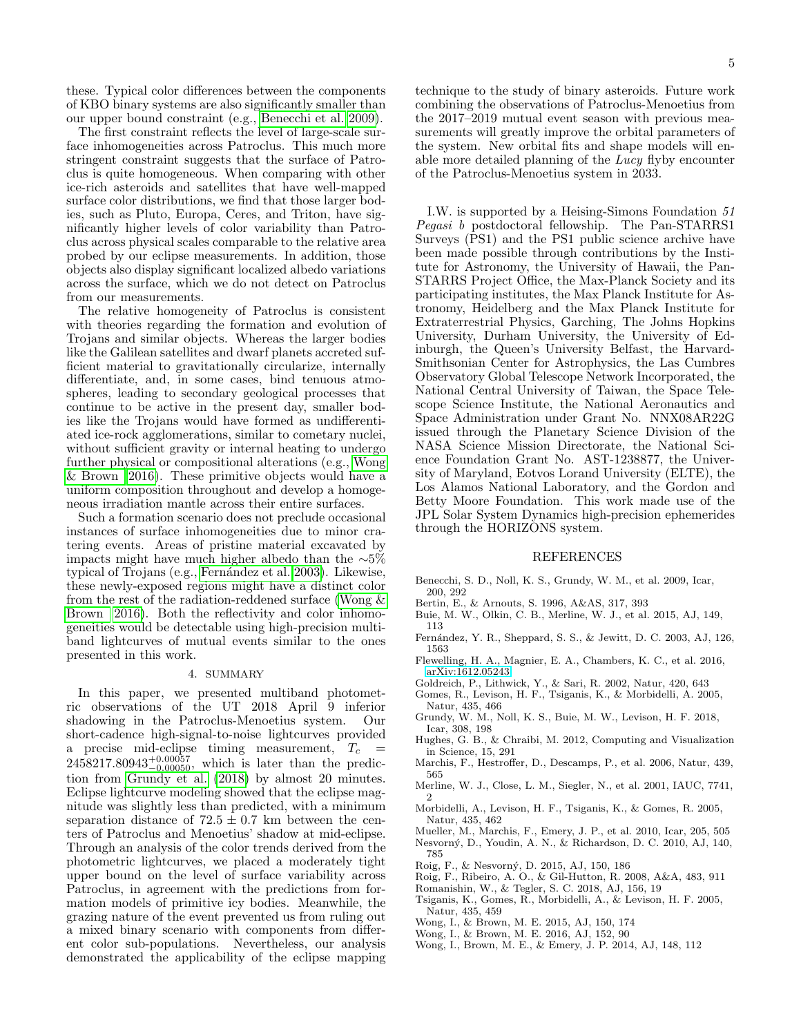these. Typical color differences between the components of KBO binary systems are also significantly smaller than our upper bound constraint (e.g., Benecchi et al. 2009).

The first constraint reflects the level of large-scale surface inhomogeneities across Patroclus. This much more stringent constraint suggests that the surface of Patroclus is quite homogeneous. When comparing with other ice-rich asteroids and satellites that have well-mapped surface color distributions, we find that those larger bodies, such as Pluto, Europa, Ceres, and Triton, have significantly higher levels of color variability than Patroclus across physical scales comparable to the relative area probed by our eclipse measurements. In addition, those objects also display significant localized albedo variations across the surface, which we do not detect on Patroclus from our measurements.

The relative homogeneity of Patroclus is consistent with theories regarding the formation and evolution of Trojans and similar objects. Whereas the larger bodies like the Galilean satellites and dwarf planets accreted sufficient material to gravitationally circularize, internally differentiate, and, in some cases, bind tenuous atmospheres, leading to secondary geological processes that continue to be active in the present day, smaller bodies like the Trojans would have formed as undifferentiated ice-rock agglomerations, similar to cometary nuclei, without sufficient gravity or internal heating to undergo further physical or compositional alterations (e.g., Wong & Brown 2016). These primitive objects would have a uniform composition throughout and develop a homogeneous irradiation mantle across their entire surfaces.

Such a formation scenario does not preclude occasional instances of surface inhomogeneities due to minor cratering events. Areas of pristine material excavated by impacts might have much higher albedo than the $\sim$5% typical of Trojans (e.g., Fernández et al. 2003). Likewise, these newly-exposed regions might have a distinct color from the rest of the radiation-reddened surface (Wong & Brown 2016). Both the reflectivity and color inhomogeneities would be detectable using high-precision multiband lightcurves of mutual events similar to the ones presented in this work.

## 4. SUMMARY

In this paper, we presented multiband photometric observations of the UT 2018 April 9 inferior shadowing in the Patroclus-Menoetius system. Our short-cadence high-signal-to-noise lightcurves provided a precise mid-eclipse timing measurement, $T_c = 2458217.80943^{+0.00057}_{-0.00050}$, which is later than the prediction from Grundy et al. (2018) by almost 20 minutes. Eclipse lightcurve modeling showed that the eclipse magnitude was slightly less than predicted, with a minimum separation distance of $72.5 \pm 0.7$ km between the centers of Patroclus and Menoetius' shadow at mid-eclipse. Through an analysis of the color trends derived from the photometric lightcurves, we placed a moderately tight upper bound on the level of surface variability across Patroclus, in agreement with the predictions from formation models of primitive icy bodies. Meanwhile, the grazing nature of the event prevented us from ruling out a mixed binary scenario with components from different color sub-populations. Nevertheless, our analysis demonstrated the applicability of the eclipse mapping technique to the study of binary asteroids. Future work combining the observations of Patroclus-Menoetius from the 2017–2019 mutual event season with previous measurements will greatly improve the orbital parameters of the system. New orbital fits and shape models will enable more detailed planning of the *Lucy* flyby encounter of the Patroclus-Menoetius system in 2033.

I.W. is supported by a Heising-Simons Foundation *51 Pegasi b* postdoctoral fellowship. The Pan-STARRS1 Surveys (PS1) and the PS1 public science archive have been made possible through contributions by the Institute for Astronomy, the University of Hawaii, the Pan-STARRS Project Office, the Max-Planck Society and its participating institutes, the Max Planck Institute for Astronomy, Heidelberg and the Max Planck Institute for Extraterrestrial Physics, Garching, The Johns Hopkins University, Durham University, the University of Edinburgh, the Queen's University Belfast, the Harvard-Smithsonian Center for Astrophysics, the Las Cumbres Observatory Global Telescope Network Incorporated, the National Central University of Taiwan, the Space Telescope Science Institute, the National Aeronautics and Space Administration under Grant No. NNX08AR22G issued through the Planetary Science Division of the NASA Science Mission Directorate, the National Science Foundation Grant No. AST-1238877, the University of Maryland, Eotvos Lorand University (ELTE), the Los Alamos National Laboratory, and the Gordon and Betty Moore Foundation. This work made use of the JPL Solar System Dynamics high-precision ephemerides through the HORIZONS system.

## REFERENCES

Benecchi, S. D., Noll, K. S., Grundy, W. M., et al. 2009, Icar, 200, 292

Bertin, E., & Arnouts, S. 1996, A&AS, 317, 393

Buie, M. W., Olkin, C. B., Merline, W. J., et al. 2015, AJ, 149, 113

Fernández, Y. R., Sheppard, S. S., & Jewitt, D. C. 2003, AJ, 126, 1563

Flewelling, H. A., Magnier, E. A., Chambers, K. C., et al. 2016, arXiv:1612.05243

Goldreich, P., Lithwick, Y., & Sari, R. 2002, Natur, 420, 643

Gomes, R., Levison, H. F., Tsiganis, K., & Morbidelli, A. 2005, Natur, 435, 466

Grundy, W. M., Noll, K. S., Buie, M. W., Levison, H. F. 2018, Icar, 308, 198

Hughes, G. B., & Chraibi, M. 2012, Computing and Visualization in Science, 15, 291

Marchis, F., Hestroffer, D., Descamps, P., et al. 2006, Natur, 439, 565

Merline, W. J., Close, L. M., Siegler, N., et al. 2001, IAUC, 7741, 2

Morbidelli, A., Levison, H. F., Tsiganis, K., & Gomes, R. 2005, Natur, 435, 462

Mueller, M., Marchis, F., Emery, J. P., et al. 2010, Icar, 205, 505

Nesvorný, D., Youdin, A. N., & Richardson, D. C. 2010, AJ, 140, 785

Roig, F., & Nesvorný, D. 2015, AJ, 150, 186

Roig, F., Ribeiro, A. O., & Gil-Hutton, R. 2008, A&A, 483, 911

Romanishin, W., & Tegler, S. C. 2018, AJ, 156, 19

Tsiganis, K., Gomes, R., Morbidelli, A., & Levison, H. F. 2005, Natur, 435, 459

Wong, I., & Brown, M. E. 2015, AJ, 150, 174

Wong, I., & Brown, M. E. 2016, AJ, 152, 90

Wong, I., Brown, M. E., & Emery, J. P. 2014, AJ, 148, 112